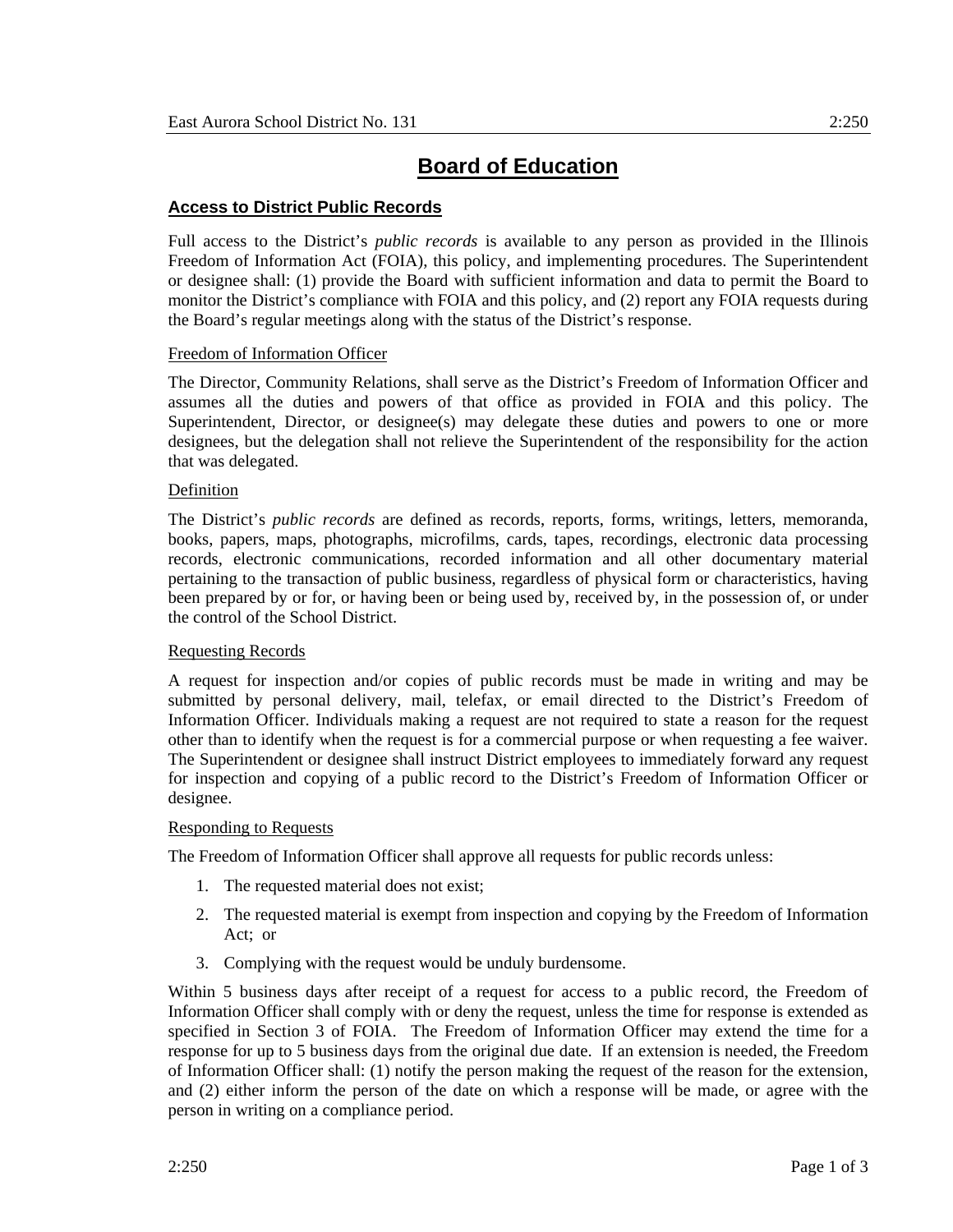# Board of Education

## Access to District Public Records

Full access to the District's *public records* is available to any person as provided in the Illinois Freedom of Information Act (FOIA), this policy, and implementing procedures. The Superintendent or designee shall: (1) provide the Board with sufficient information and data to permit the Board to monitor the District's compliance with FOIA and this policy, and (2) report any FOIA requests during the Board's regular meetings along with the status of the District's response.

### Freedom of Information Officer

The Director, Community Relations, shall serve as the District's Freedom of Information Officer and assumes all the duties and powers of that office as provided in FOIA and this policy. The Superintendent, Director, or designee(s) may delegate these duties and powers to one or more designees, but the delegation shall not relieve the Superintendent of the responsibility for the action that was delegated.

### Definition

The District's *public records* are defined as records, reports, forms, writings, letters, memoranda, books, papers, maps, photographs, microfilms, cards, tapes, recordings, electronic data processing records, electronic communications, recorded information and all other documentary material pertaining to the transaction of public business, regardless of physical form or characteristics, having been prepared by or for, or having been or being used by, received by, in the possession of, or under the control of the School District.

### Requesting Records

A request for inspection and/or copies of public records must be made in writing and may be submitted by personal delivery, mail, telefax, or email directed to the District's Freedom of Information Officer. Individuals making a request are not required to state a reason for the request other than to identify when the request is for a commercial purpose or when requesting a fee waiver. The Superintendent or designee shall instruct District employees to immediately forward any request for inspection and copying of a public record to the District's Freedom of Information Officer or designee.

### Responding to Requests

The Freedom of Information Officer shall approve all requests for public records unless:

1. The requested material does not exist;
2. The requested material is exempt from inspection and copying by the Freedom of Information Act; or
3. Complying with the request would be unduly burdensome.

Within 5 business days after receipt of a request for access to a public record, the Freedom of Information Officer shall comply with or deny the request, unless the time for response is extended as specified in Section 3 of FOIA. The Freedom of Information Officer may extend the time for a response for up to 5 business days from the original due date. If an extension is needed, the Freedom of Information Officer shall: (1) notify the person making the request of the reason for the extension, and (2) either inform the person of the date on which a response will be made, or agree with the person in writing on a compliance period.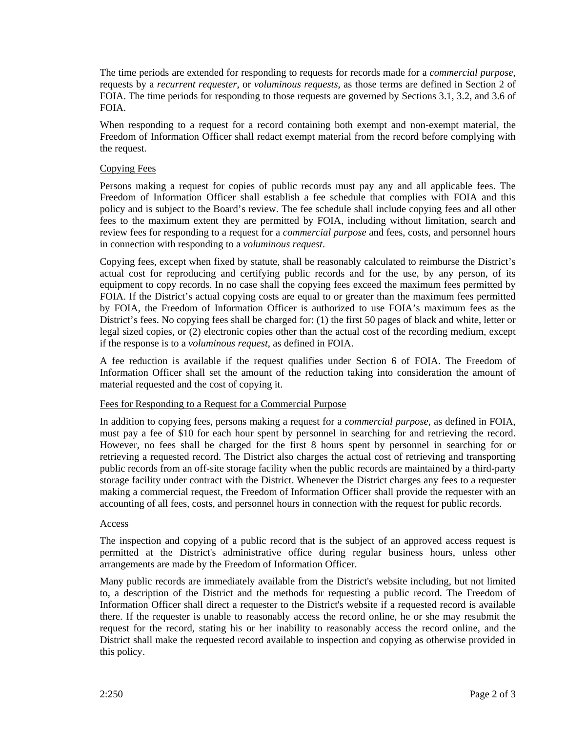The time periods are extended for responding to requests for records made for a *commercial purpose*, requests by a *recurrent requester*, or *voluminous requests*, as those terms are defined in Section 2 of FOIA. The time periods for responding to those requests are governed by Sections 3.1, 3.2, and 3.6 of FOIA.

When responding to a request for a record containing both exempt and non-exempt material, the Freedom of Information Officer shall redact exempt material from the record before complying with the request.

Copying Fees

Persons making a request for copies of public records must pay any and all applicable fees. The Freedom of Information Officer shall establish a fee schedule that complies with FOIA and this policy and is subject to the Board's review. The fee schedule shall include copying fees and all other fees to the maximum extent they are permitted by FOIA, including without limitation, search and review fees for responding to a request for a *commercial purpose* and fees, costs, and personnel hours in connection with responding to a *voluminous request*.

Copying fees, except when fixed by statute, shall be reasonably calculated to reimburse the District's actual cost for reproducing and certifying public records and for the use, by any person, of its equipment to copy records. In no case shall the copying fees exceed the maximum fees permitted by FOIA. If the District's actual copying costs are equal to or greater than the maximum fees permitted by FOIA, the Freedom of Information Officer is authorized to use FOIA's maximum fees as the District's fees. No copying fees shall be charged for: (1) the first 50 pages of black and white, letter or legal sized copies, or (2) electronic copies other than the actual cost of the recording medium, except if the response is to a *voluminous request*, as defined in FOIA.

A fee reduction is available if the request qualifies under Section 6 of FOIA. The Freedom of Information Officer shall set the amount of the reduction taking into consideration the amount of material requested and the cost of copying it.

Fees for Responding to a Request for a Commercial Purpose

In addition to copying fees, persons making a request for a *commercial purpose*, as defined in FOIA, must pay a fee of $10 for each hour spent by personnel in searching for and retrieving the record. However, no fees shall be charged for the first 8 hours spent by personnel in searching for or retrieving a requested record. The District also charges the actual cost of retrieving and transporting public records from an off-site storage facility when the public records are maintained by a third-party storage facility under contract with the District. Whenever the District charges any fees to a requester making a commercial request, the Freedom of Information Officer shall provide the requester with an accounting of all fees, costs, and personnel hours in connection with the request for public records.

Access

The inspection and copying of a public record that is the subject of an approved access request is permitted at the District's administrative office during regular business hours, unless other arrangements are made by the Freedom of Information Officer.

Many public records are immediately available from the District's website including, but not limited to, a description of the District and the methods for requesting a public record. The Freedom of Information Officer shall direct a requester to the District's website if a requested record is available there. If the requester is unable to reasonably access the record online, he or she may resubmit the request for the record, stating his or her inability to reasonably access the record online, and the District shall make the requested record available to inspection and copying as otherwise provided in this policy.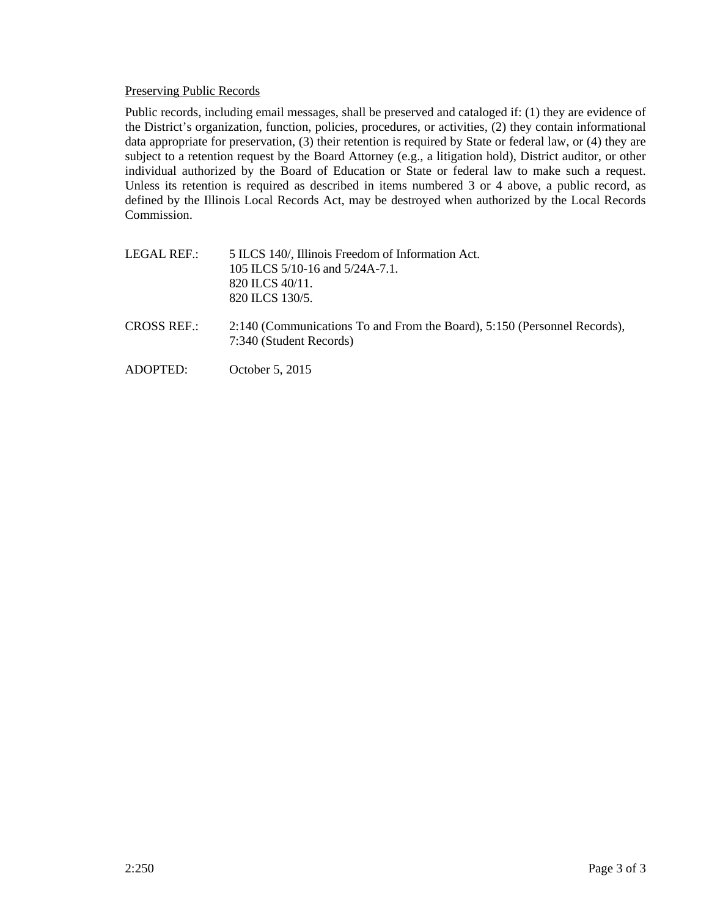Preserving Public Records

Public records, including email messages, shall be preserved and cataloged if: (1) they are evidence of the District's organization, function, policies, procedures, or activities, (2) they contain informational data appropriate for preservation, (3) their retention is required by State or federal law, or (4) they are subject to a retention request by the Board Attorney (e.g., a litigation hold), District auditor, or other individual authorized by the Board of Education or State or federal law to make such a request. Unless its retention is required as described in items numbered 3 or 4 above, a public record, as defined by the Illinois Local Records Act, may be destroyed when authorized by the Local Records Commission.

LEGAL REF.: 5 ILCS 140/, Illinois Freedom of Information Act.
105 ILCS 5/10-16 and 5/24A-7.1.
820 ILCS 40/11.
820 ILCS 130/5.

CROSS REF.: 2:140 (Communications To and From the Board), 5:150 (Personnel Records), 7:340 (Student Records)

ADOPTED: October 5, 2015